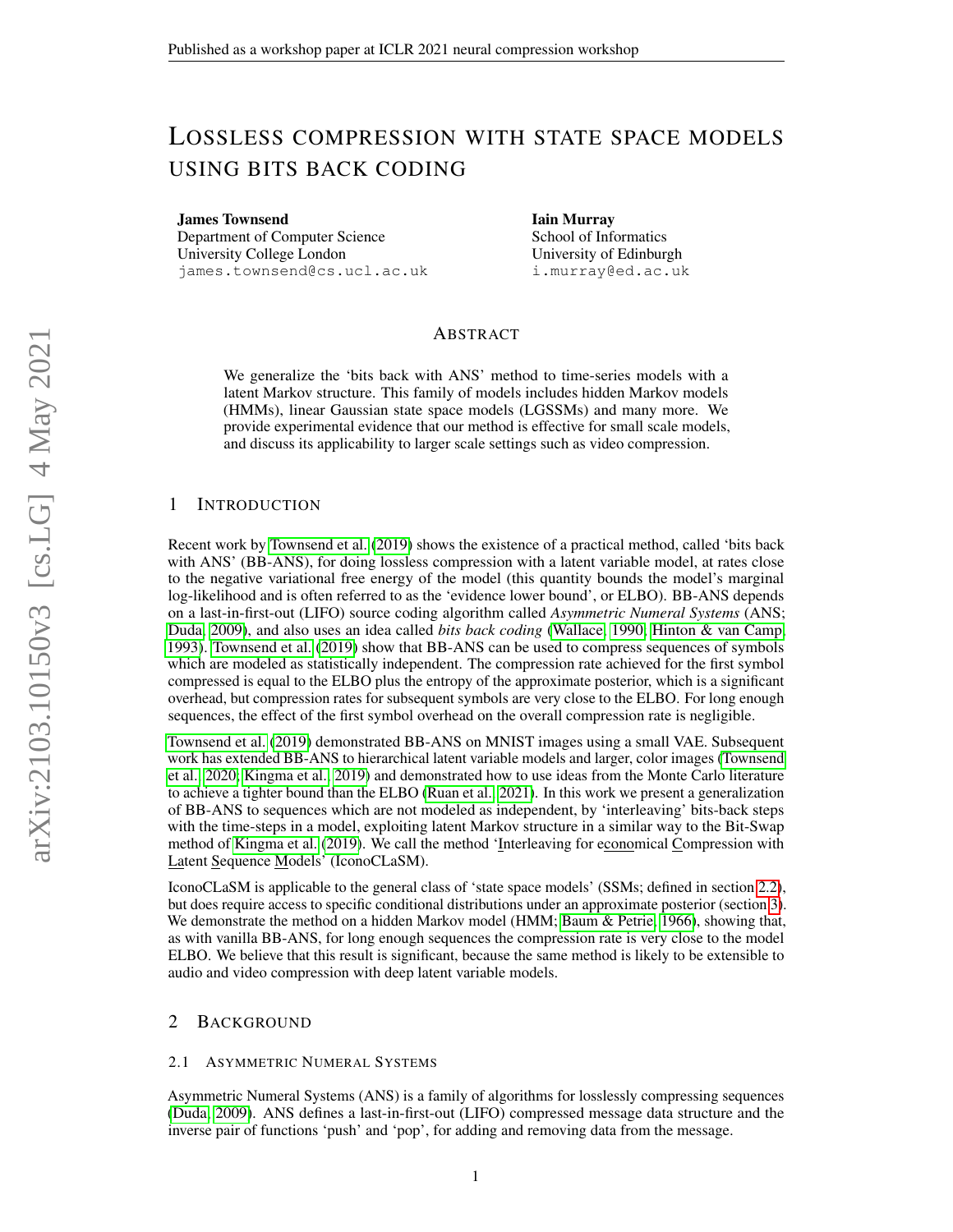# LOSSLESS COMPRESSION WITH STATE SPACE MODELS USING BITS BACK CODING

**James Townsend**
Department of Computer Science
University College London
james.townsend@cs.ucl.ac.uk

**Iain Murray**
School of Informatics
University of Edinburgh
i.murray@ed.ac.uk

## ABSTRACT

We generalize the 'bits back with ANS' method to time-series models with a latent Markov structure. This family of models includes hidden Markov models (HMMs), linear Gaussian state space models (LGSSMs) and many more. We provide experimental evidence that our method is effective for small scale models, and discuss its applicability to larger scale settings such as video compression.

## 1 INTRODUCTION

Recent work by Townsend et al. (2019) shows the existence of a practical method, called 'bits back with ANS' (BB-ANS), for doing lossless compression with a latent variable model, at rates close to the negative variational free energy of the model (this quantity bounds the model's marginal log-likelihood and is often referred to as the 'evidence lower bound', or ELBO). BB-ANS depends on a last-in-first-out (LIFO) source coding algorithm called *Asymmetric Numeral Systems* (ANS; Duda, 2009), and also uses an idea called *bits back coding* (Wallace, 1990; Hinton & van Camp, 1993). Townsend et al. (2019) show that BB-ANS can be used to compress sequences of symbols which are modeled as statistically independent. The compression rate achieved for the first symbol compressed is equal to the ELBO plus the entropy of the approximate posterior, which is a significant overhead, but compression rates for subsequent symbols are very close to the ELBO. For long enough sequences, the effect of the first symbol overhead on the overall compression rate is negligible.

Townsend et al. (2019) demonstrated BB-ANS on MNIST images using a small VAE. Subsequent work has extended BB-ANS to hierarchical latent variable models and larger, color images (Townsend et al., 2020; Kingma et al., 2019) and demonstrated how to use ideas from the Monte Carlo literature to achieve a tighter bound than the ELBO (Ruan et al., 2021). In this work we present a generalization of BB-ANS to sequences which are not modeled as independent, by 'interleaving' bits-back steps with the time-steps in a model, exploiting latent Markov structure in a similar way to the Bit-Swap method of Kingma et al. (2019). We call the method 'Interleaving for economical Compression with Latent Sequence Models' (IconoCLaSM).

IconoCLaSM is applicable to the general class of 'state space models' (SSMs; defined in section 2.2), but does require access to specific conditional distributions under an approximate posterior (section 3). We demonstrate the method on a hidden Markov model (HMM; Baum & Petrie, 1966), showing that, as with vanilla BB-ANS, for long enough sequences the compression rate is very close to the model ELBO. We believe that this result is significant, because the same method is likely to be extensible to audio and video compression with deep latent variable models.

## 2 BACKGROUND

### 2.1 ASYMMETRIC NUMERAL SYSTEMS

Asymmetric Numeral Systems (ANS) is a family of algorithms for losslessly compressing sequences (Duda, 2009). ANS defines a last-in-first-out (LIFO) compressed message data structure and the inverse pair of functions 'push' and 'pop', for adding and removing data from the message.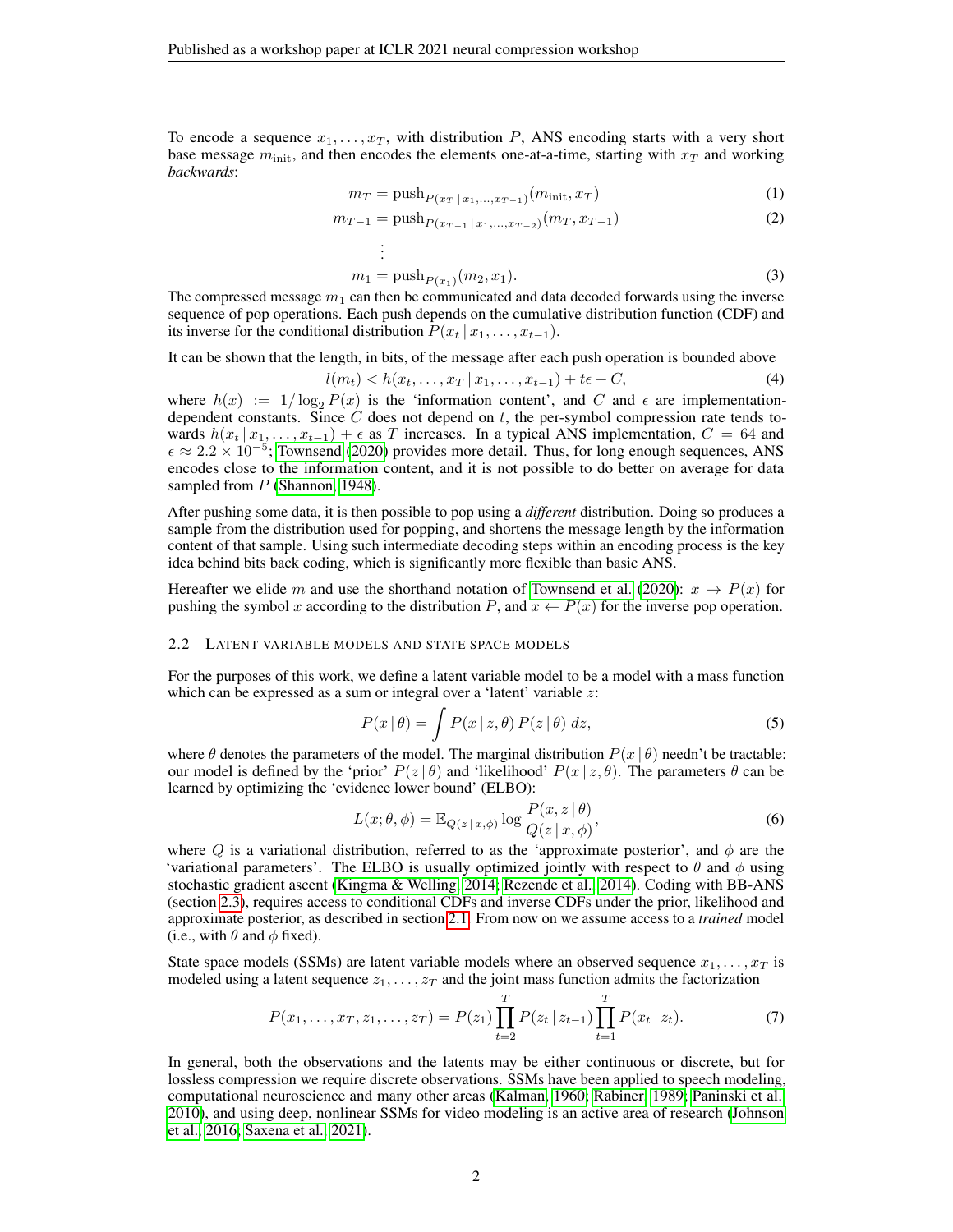To encode a sequence $x_1, \ldots, x_T$, with distribution $P$, ANS encoding starts with a very short base message $m_{\text{init}}$, and then encodes the elements one-at-a-time, starting with $x_T$ and working *backwards*:

$$m_T = \text{push}_{P(x_T \mid x_1, \ldots, x_{T-1})}(m_{\text{init}}, x_T) \tag{1}$$

$$m_{T-1} = \text{push}_{P(x_{T-1} \mid x_1, \ldots, x_{T-2})}(m_T, x_{T-1}) \tag{2}$$

$$\vdots$$

$$m_1 = \text{push}_{P(x_1)}(m_2, x_1). \tag{3}$$

The compressed message $m_1$ can then be communicated and data decoded forwards using the inverse sequence of pop operations. Each push depends on the cumulative distribution function (CDF) and its inverse for the conditional distribution $P(x_t \mid x_1, \ldots, x_{t-1})$.

It can be shown that the length, in bits, of the message after each push operation is bounded above

$$l(m_t) < h(x_t, \ldots, x_T \mid x_1, \ldots, x_{t-1}) + t\epsilon + C, \tag{4}$$

where $h(x) := 1/\log_2 P(x)$ is the 'information content', and $C$ and $\epsilon$ are implementation-dependent constants. Since $C$ does not depend on $t$, the per-symbol compression rate tends towards $h(x_t \mid x_1, \ldots, x_{t-1}) + \epsilon$ as $T$ increases. In a typical ANS implementation, $C = 64$ and $\epsilon \approx 2.2 \times 10^{-5}$; Townsend (2020) provides more detail. Thus, for long enough sequences, ANS encodes close to the information content, and it is not possible to do better on average for data sampled from $P$ (Shannon, 1948).

After pushing some data, it is then possible to pop using a *different* distribution. Doing so produces a sample from the distribution used for popping, and shortens the message length by the information content of that sample. Using such intermediate decoding steps within an encoding process is the key idea behind bits back coding, which is significantly more flexible than basic ANS.

Hereafter we elide $m$ and use the shorthand notation of Townsend et al. (2020): $x \rightarrow P(x)$ for pushing the symbol $x$ according to the distribution $P$, and $x \leftarrow P(x)$ for the inverse pop operation.

### 2.2 Latent variable models and state space models

For the purposes of this work, we define a latent variable model to be a model with a mass function which can be expressed as a sum or integral over a 'latent' variable $z$:

$$P(x \mid \theta) = \int P(x \mid z, \theta) \, P(z \mid \theta) \, dz, \tag{5}$$

where $\theta$ denotes the parameters of the model. The marginal distribution $P(x \mid \theta)$ needn't be tractable: our model is defined by the 'prior' $P(z \mid \theta)$ and 'likelihood' $P(x \mid z, \theta)$. The parameters $\theta$ can be learned by optimizing the 'evidence lower bound' (ELBO):

$$L(x; \theta, \phi) = \mathbb{E}_{Q(z \mid x, \phi)} \log \frac{P(x, z \mid \theta)}{Q(z \mid x, \phi)}, \tag{6}$$

where $Q$ is a variational distribution, referred to as the 'approximate posterior', and $\phi$ are the 'variational parameters'. The ELBO is usually optimized jointly with respect to $\theta$ and $\phi$ using stochastic gradient ascent (Kingma & Welling, 2014; Rezende et al., 2014). Coding with BB-ANS (section 2.3), requires access to conditional CDFs and inverse CDFs under the prior, likelihood and approximate posterior, as described in section 2.1. From now on we assume access to a *trained* model (i.e., with $\theta$ and $\phi$ fixed).

State space models (SSMs) are latent variable models where an observed sequence $x_1, \ldots, x_T$ is modeled using a latent sequence $z_1, \ldots, z_T$ and the joint mass function admits the factorization

$$P(x_1, \ldots, x_T, z_1, \ldots, z_T) = P(z_1) \prod_{t=2}^{T} P(z_t \mid z_{t-1}) \prod_{t=1}^{T} P(x_t \mid z_t). \tag{7}$$

In general, both the observations and the latents may be either continuous or discrete, but for lossless compression we require discrete observations. SSMs have been applied to speech modeling, computational neuroscience and many other areas (Kalman, 1960; Rabiner, 1989; Paninski et al., 2010), and using deep, nonlinear SSMs for video modeling is an active area of research (Johnson et al., 2016; Saxena et al., 2021).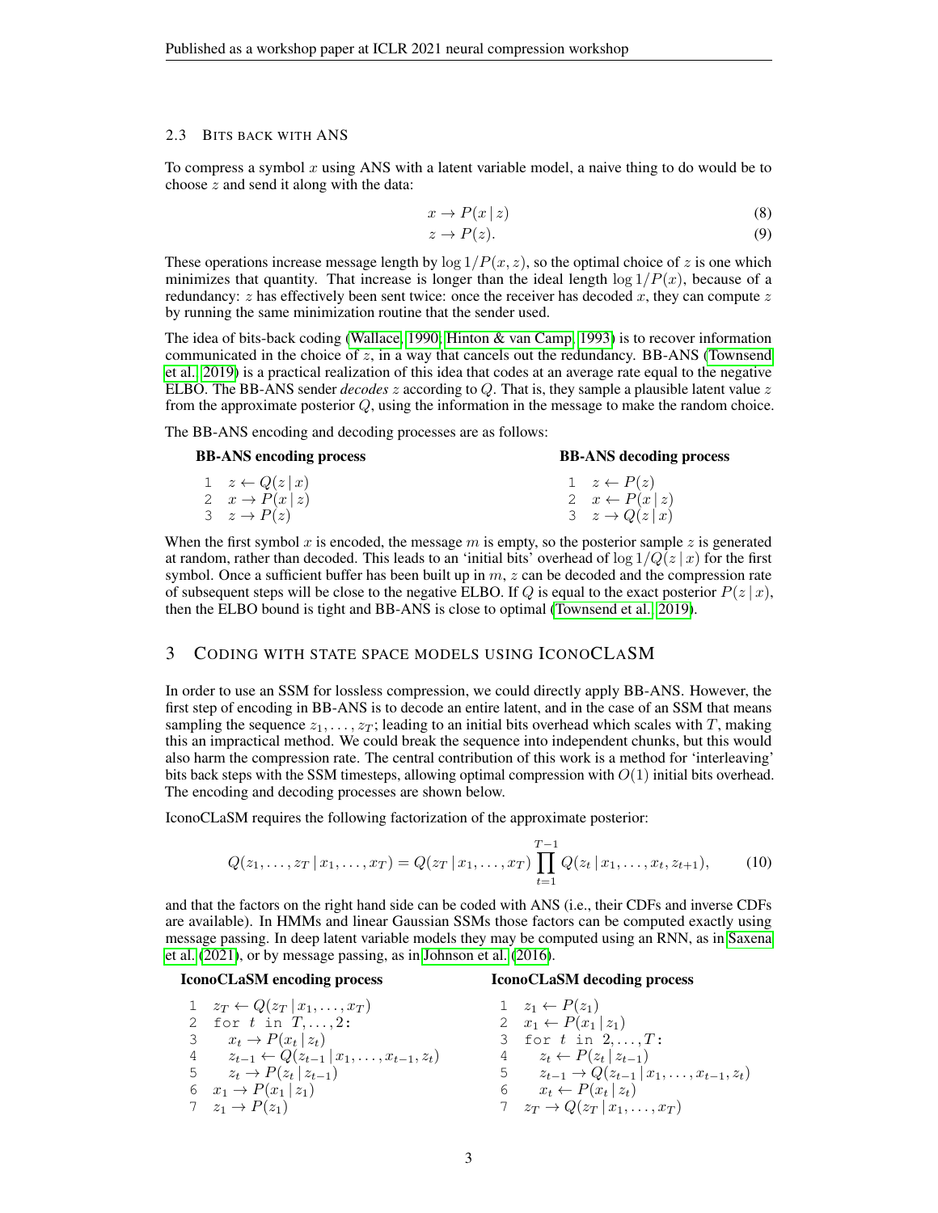### 2.3 Bits back with ANS

To compress a symbol $x$ using ANS with a latent variable model, a naive thing to do would be to choose $z$ and send it along with the data:

$$x \rightarrow P(x \mid z) \tag{8}$$

$$z \rightarrow P(z). \tag{9}$$

These operations increase message length by $\log 1/P(x, z)$, so the optimal choice of $z$ is one which minimizes that quantity. That increase is longer than the ideal length $\log 1/P(x)$, because of a redundancy: $z$ has effectively been sent twice: once the receiver has decoded $x$, they can compute $z$ by running the same minimization routine that the sender used.

The idea of bits-back coding (Wallace, 1990; Hinton & van Camp, 1993) is to recover information communicated in the choice of $z$, in a way that cancels out the redundancy. BB-ANS (Townsend et al., 2019) is a practical realization of this idea that codes at an average rate equal to the negative ELBO. The BB-ANS sender *decodes* $z$ according to $Q$. That is, they sample a plausible latent value $z$ from the approximate posterior $Q$, using the information in the message to make the random choice.

The BB-ANS encoding and decoding processes are as follows:

**BB-ANS encoding process**

```
1  z ← Q(z | x)
2  x → P(x | z)
3  z → P(z)
```

**BB-ANS decoding process**

```
1  z ← P(z)
2  x ← P(x | z)
3  z → Q(z | x)
```

When the first symbol $x$ is encoded, the message $m$ is empty, so the posterior sample $z$ is generated at random, rather than decoded. This leads to an 'initial bits' overhead of $\log 1/Q(z \mid x)$ for the first symbol. Once a sufficient buffer has been built up in $m$, $z$ can be decoded and the compression rate of subsequent steps will be close to the negative ELBO. If $Q$ is equal to the exact posterior $P(z \mid x)$, then the ELBO bound is tight and BB-ANS is close to optimal (Townsend et al., 2019).

## 3 Coding with state space models using IconoCLaSM

In order to use an SSM for lossless compression, we could directly apply BB-ANS. However, the first step of encoding in BB-ANS is to decode an entire latent, and in the case of an SSM that means sampling the sequence $z_1, \ldots, z_T$; leading to an initial bits overhead which scales with $T$, making this an impractical method. We could break the sequence into independent chunks, but this would also harm the compression rate. The central contribution of this work is a method for 'interleaving' bits back steps with the SSM timesteps, allowing optimal compression with $O(1)$ initial bits overhead. The encoding and decoding processes are shown below.

IconoCLaSM requires the following factorization of the approximate posterior:

$$Q(z_1, \ldots, z_T \mid x_1, \ldots, x_T) = Q(z_T \mid x_1, \ldots, x_T) \prod_{t=1}^{T-1} Q(z_t \mid x_1, \ldots, x_t, z_{t+1}), \tag{10}$$

and that the factors on the right hand side can be coded with ANS (i.e., their CDFs and inverse CDFs are available). In HMMs and linear Gaussian SSMs those factors can be computed exactly using message passing. In deep latent variable models they may be computed using an RNN, as in Saxena et al. (2021), or by message passing, as in Johnson et al. (2016).

**IconoCLaSM encoding process**

```
1  z_T ← Q(z_T | x_1, ..., x_T)
2  for t in T, ..., 2:
3      x_t → P(x_t | z_t)
4      z_{t-1} ← Q(z_{t-1} | x_1, ..., x_{t-1}, z_t)
5      z_t → P(z_t | z_{t-1})
6  x_1 → P(x_1 | z_1)
7  z_1 → P(z_1)
```

**IconoCLaSM decoding process**

```
1  z_1 ← P(z_1)
2  x_1 ← P(x_1 | z_1)
3  for t in 2, ..., T:
4      z_t ← P(z_t | z_{t-1})
5      z_{t-1} → Q(z_{t-1} | x_1, ..., x_{t-1}, z_t)
6      x_t ← P(x_t | z_t)
7  z_T → Q(z_T | x_1, ..., x_T)
```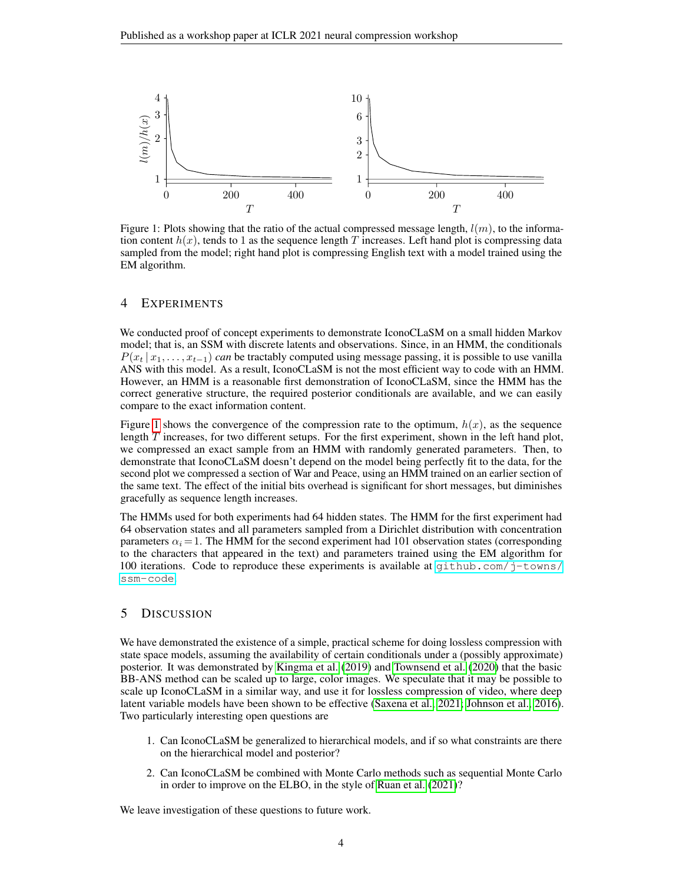Figure 1: Plots showing that the ratio of the actual compressed message length, $l(m)$, to the information content $h(x)$, tends to 1 as the sequence length $T$ increases. Left hand plot is compressing data sampled from the model; right hand plot is compressing English text with a model trained using the EM algorithm.

## 4 Experiments

We conducted proof of concept experiments to demonstrate IconoCLaSM on a small hidden Markov model; that is, an SSM with discrete latents and observations. Since, in an HMM, the conditionals $P(x_t \mid x_1, \ldots, x_{t-1})$ *can* be tractably computed using message passing, it is possible to use vanilla ANS with this model. As a result, IconoCLaSM is not the most efficient way to code with an HMM. However, an HMM is a reasonable first demonstration of IconoCLaSM, since the HMM has the correct generative structure, the required posterior conditionals are available, and we can easily compare to the exact information content.

Figure 1 shows the convergence of the compression rate to the optimum, $h(x)$, as the sequence length $T$ increases, for two different setups. For the first experiment, shown in the left hand plot, we compressed an exact sample from an HMM with randomly generated parameters. Then, to demonstrate that IconoCLaSM doesn't depend on the model being perfectly fit to the data, for the second plot we compressed a section of War and Peace, using an HMM trained on an earlier section of the same text. The effect of the initial bits overhead is significant for short messages, but diminishes gracefully as sequence length increases.

The HMMs used for both experiments had 64 hidden states. The HMM for the first experiment had 64 observation states and all parameters sampled from a Dirichlet distribution with concentration parameters $\alpha_i = 1$. The HMM for the second experiment had 101 observation states (corresponding to the characters that appeared in the text) and parameters trained using the EM algorithm for 100 iterations. Code to reproduce these experiments is available at `github.com/j-towns/ssm-code`.

## 5 Discussion

We have demonstrated the existence of a simple, practical scheme for doing lossless compression with state space models, assuming the availability of certain conditionals under a (possibly approximate) posterior. It was demonstrated by Kingma et al. (2019) and Townsend et al. (2020) that the basic BB-ANS method can be scaled up to large, color images. We speculate that it may be possible to scale up IconoCLaSM in a similar way, and use it for lossless compression of video, where deep latent variable models have been shown to be effective (Saxena et al., 2021; Johnson et al., 2016). Two particularly interesting open questions are

1. Can IconoCLaSM be generalized to hierarchical models, and if so what constraints are there on the hierarchical model and posterior?
2. Can IconoCLaSM be combined with Monte Carlo methods such as sequential Monte Carlo in order to improve on the ELBO, in the style of Ruan et al. (2021)?

We leave investigation of these questions to future work.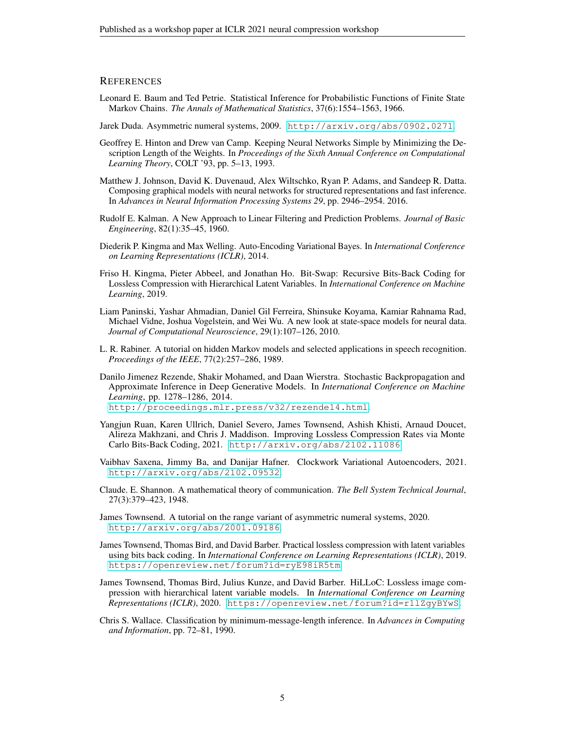## References

Leonard E. Baum and Ted Petrie. Statistical Inference for Probabilistic Functions of Finite State Markov Chains. *The Annals of Mathematical Statistics*, 37(6):1554–1563, 1966.

Jarek Duda. Asymmetric numeral systems, 2009. http://arxiv.org/abs/0902.0271.

Geoffrey E. Hinton and Drew van Camp. Keeping Neural Networks Simple by Minimizing the Description Length of the Weights. In *Proceedings of the Sixth Annual Conference on Computational Learning Theory*, COLT '93, pp. 5–13, 1993.

Matthew J. Johnson, David K. Duvenaud, Alex Wiltschko, Ryan P. Adams, and Sandeep R. Datta. Composing graphical models with neural networks for structured representations and fast inference. In *Advances in Neural Information Processing Systems 29*, pp. 2946–2954. 2016.

Rudolf E. Kalman. A New Approach to Linear Filtering and Prediction Problems. *Journal of Basic Engineering*, 82(1):35–45, 1960.

Diederik P. Kingma and Max Welling. Auto-Encoding Variational Bayes. In *International Conference on Learning Representations (ICLR)*, 2014.

Friso H. Kingma, Pieter Abbeel, and Jonathan Ho. Bit-Swap: Recursive Bits-Back Coding for Lossless Compression with Hierarchical Latent Variables. In *International Conference on Machine Learning*, 2019.

Liam Paninski, Yashar Ahmadian, Daniel Gil Ferreira, Shinsuke Koyama, Kamiar Rahnama Rad, Michael Vidne, Joshua Vogelstein, and Wei Wu. A new look at state-space models for neural data. *Journal of Computational Neuroscience*, 29(1):107–126, 2010.

L. R. Rabiner. A tutorial on hidden Markov models and selected applications in speech recognition. *Proceedings of the IEEE*, 77(2):257–286, 1989.

Danilo Jimenez Rezende, Shakir Mohamed, and Daan Wierstra. Stochastic Backpropagation and Approximate Inference in Deep Generative Models. In *International Conference on Machine Learning*, pp. 1278–1286, 2014. http://proceedings.mlr.press/v32/rezende14.html.

Yangjun Ruan, Karen Ullrich, Daniel Severo, James Townsend, Ashish Khisti, Arnaud Doucet, Alireza Makhzani, and Chris J. Maddison. Improving Lossless Compression Rates via Monte Carlo Bits-Back Coding, 2021. http://arxiv.org/abs/2102.11086.

Vaibhav Saxena, Jimmy Ba, and Danijar Hafner. Clockwork Variational Autoencoders, 2021. http://arxiv.org/abs/2102.09532.

Claude. E. Shannon. A mathematical theory of communication. *The Bell System Technical Journal*, 27(3):379–423, 1948.

James Townsend. A tutorial on the range variant of asymmetric numeral systems, 2020. http://arxiv.org/abs/2001.09186.

James Townsend, Thomas Bird, and David Barber. Practical lossless compression with latent variables using bits back coding. In *International Conference on Learning Representations (ICLR)*, 2019. https://openreview.net/forum?id=ryE98iR5tm.

James Townsend, Thomas Bird, Julius Kunze, and David Barber. HiLLoC: Lossless image compression with hierarchical latent variable models. In *International Conference on Learning Representations (ICLR)*, 2020. https://openreview.net/forum?id=r1lZgyBYwS.

Chris S. Wallace. Classification by minimum-message-length inference. In *Advances in Computing and Information*, pp. 72–81, 1990.